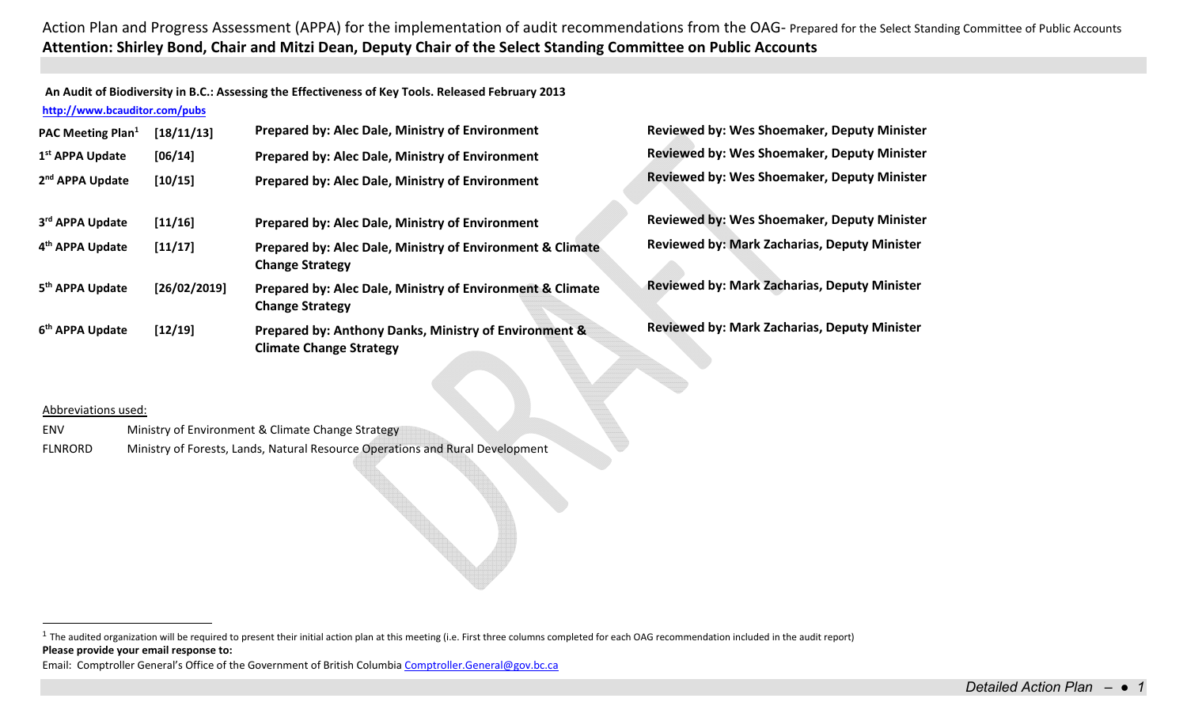Action Plan and Progress Assessment (APPA) for the implementation of audit recommendations from the OAG- Prepared for the Select Standing Committee of Public Accounts

**Attention: Shirley Bond, Chair and Mitzi Dean, Deputy Chair of the Select Standing Committee on Public Accounts**

**An Audit of Biodiversity in B.C.: Assessing the Effectiveness of Key Tools. Released February 2013**

**http://www.bcauditor.com/pubs**

| | | | |
|---|---|---|---|
| **PAC Meeting Plan[1]** | **[18/11/13]** | **Prepared by: Alec Dale, Ministry of Environment** | **Reviewed by: Wes Shoemaker, Deputy Minister** |
| **1st APPA Update** | **[06/14]** | **Prepared by: Alec Dale, Ministry of Environment** | **Reviewed by: Wes Shoemaker, Deputy Minister** |
| **2nd APPA Update** | **[10/15]** | **Prepared by: Alec Dale, Ministry of Environment** | **Reviewed by: Wes Shoemaker, Deputy Minister** |
| **3rd APPA Update** | **[11/16]** | **Prepared by: Alec Dale, Ministry of Environment** | **Reviewed by: Wes Shoemaker, Deputy Minister** |
| **4th APPA Update** | **[11/17]** | **Prepared by: Alec Dale, Ministry of Environment & Climate Change Strategy** | **Reviewed by: Mark Zacharias, Deputy Minister** |
| **5th APPA Update** | **[26/02/2019]** | **Prepared by: Alec Dale, Ministry of Environment & Climate Change Strategy** | **Reviewed by: Mark Zacharias, Deputy Minister** |
| **6th APPA Update** | **[12/19]** | **Prepared by: Anthony Danks, Ministry of Environment & Climate Change Strategy** | **Reviewed by: Mark Zacharias, Deputy Minister** |

Abbreviations used:

| | |
|---|---|
| ENV | Ministry of Environment & Climate Change Strategy |
| FLNRORD | Ministry of Forests, Lands, Natural Resource Operations and Rural Development |

[1] The audited organization will be required to present their initial action plan at this meeting (i.e. First three columns completed for each OAG recommendation included in the audit report)

**Please provide your email response to:**

Email: Comptroller General's Office of the Government of British Columbia Comptroller.General@gov.bc.ca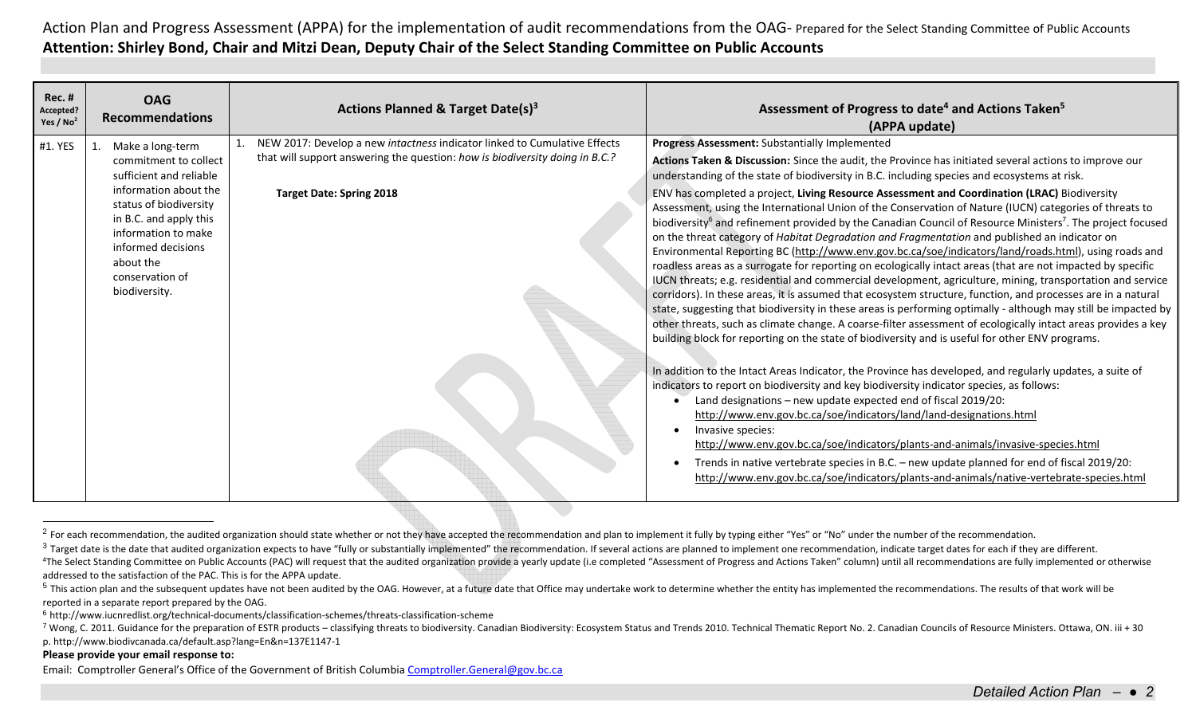Action Plan and Progress Assessment (APPA) for the implementation of audit recommendations from the OAG- Prepared for the Select Standing Committee of Public Accounts

**Attention: Shirley Bond, Chair and Mitzi Dean, Deputy Chair of the Select Standing Committee on Public Accounts**

| Rec. # Accepted? Yes / No[2] | OAG Recommendations | Actions Planned & Target Date(s)[3] | Assessment of Progress to date[4] and Actions Taken[5] (APPA update) |
|---|---|---|---|
| #1. YES | 1. Make a long-term commitment to collect sufficient and reliable information about the status of biodiversity in B.C. and apply this information to make informed decisions about the conservation of biodiversity. | 1. NEW 2017: Develop a new *intactness* indicator linked to Cumulative Effects that will support answering the question: *how is biodiversity doing in B.C.?*<br><br>**Target Date: Spring 2018** | **Progress Assessment:** Substantially Implemented<br><br>**Actions Taken & Discussion:** Since the audit, the Province has initiated several actions to improve our understanding of the state of biodiversity in B.C. including species and ecosystems at risk.<br><br>ENV has completed a project, **Living Resource Assessment and Coordination (LRAC)** Biodiversity Assessment, using the International Union of the Conservation of Nature (IUCN) categories of threats to biodiversity[6] and refinement provided by the Canadian Council of Resource Ministers[7]. The project focused on the threat category of *Habitat Degradation and Fragmentation* and published an indicator on Environmental Reporting BC (http://www.env.gov.bc.ca/soe/indicators/land/roads.html), using roads and roadless areas as a surrogate for reporting on ecologically intact areas (that are not impacted by specific IUCN threats; e.g. residential and commercial development, agriculture, mining, transportation and service corridors). In these areas, it is assumed that ecosystem structure, function, and processes are in a natural state, suggesting that biodiversity in these areas is performing optimally - although may still be impacted by other threats, such as climate change. A coarse-filter assessment of ecologically intact areas provides a key building block for reporting on the state of biodiversity and is useful for other ENV programs.<br><br>In addition to the Intact Areas Indicator, the Province has developed, and regularly updates, a suite of indicators to report on biodiversity and key biodiversity indicator species, as follows:<br>• Land designations – new update expected end of fiscal 2019/20: http://www.env.gov.bc.ca/soe/indicators/land/land-designations.html<br>• Invasive species: http://www.env.gov.bc.ca/soe/indicators/plants-and-animals/invasive-species.html<br>• Trends in native vertebrate species in B.C. – new update planned for end of fiscal 2019/20: http://www.env.gov.bc.ca/soe/indicators/plants-and-animals/native-vertebrate-species.html |

[2] For each recommendation, the audited organization should state whether or not they have accepted the recommendation and plan to implement it fully by typing either "Yes" or "No" under the number of the recommendation.

[3] Target date is the date that audited organization expects to have "fully or substantially implemented" the recommendation. If several actions are planned to implement one recommendation, indicate target dates for each if they are different.

[4] The Select Standing Committee on Public Accounts (PAC) will request that the audited organization provide a yearly update (i.e completed "Assessment of Progress and Actions Taken" column) until all recommendations are fully implemented or otherwise addressed to the satisfaction of the PAC. This is for the APPA update.

[5] This action plan and the subsequent updates have not been audited by the OAG. However, at a future date that Office may undertake work to determine whether the entity has implemented the recommendations. The results of that work will be reported in a separate report prepared by the OAG.

[6] http://www.iucnredlist.org/technical-documents/classification-schemes/threats-classification-scheme

[7] Wong, C. 2011. Guidance for the preparation of ESTR products – classifying threats to biodiversity. Canadian Biodiversity: Ecosystem Status and Trends 2010. Technical Thematic Report No. 2. Canadian Councils of Resource Ministers. Ottawa, ON. iii + 30 p. http://www.biodivcanada.ca/default.asp?lang=En&n=137E1147-1

**Please provide your email response to:**

Email: Comptroller General's Office of the Government of British Columbia Comptroller.General@gov.bc.ca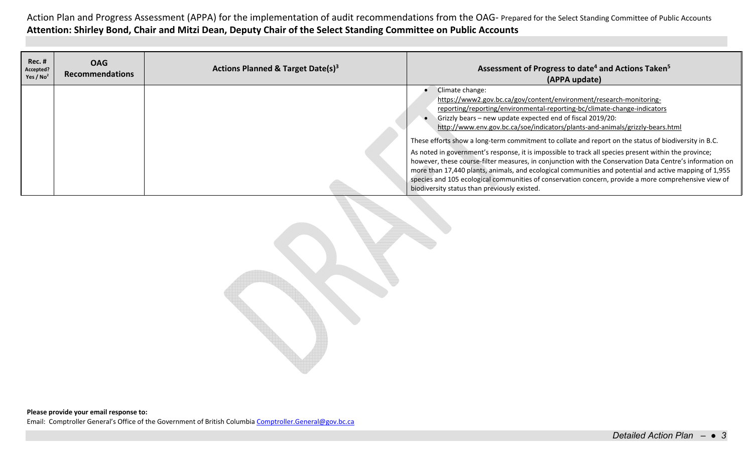Action Plan and Progress Assessment (APPA) for the implementation of audit recommendations from the OAG- Prepared for the Select Standing Committee of Public Accounts

**Attention: Shirley Bond, Chair and Mitzi Dean, Deputy Chair of the Select Standing Committee on Public Accounts**

| Rec. # Accepted? Yes / No[2] | OAG Recommendations | Actions Planned & Target Date(s)[3] | Assessment of Progress to date[4] and Actions Taken[5] (APPA update) |
|---|---|---|---|
| | | | • Climate change: https://www2.gov.bc.ca/gov/content/environment/research-monitoring-reporting/reporting/environmental-reporting-bc/climate-change-indicators<br>• Grizzly bears – new update expected end of fiscal 2019/20: http://www.env.gov.bc.ca/soe/indicators/plants-and-animals/grizzly-bears.html<br><br>These efforts show a long-term commitment to collate and report on the status of biodiversity in B.C.<br><br>As noted in government's response, it is impossible to track all species present within the province; however, these course-filter measures, in conjunction with the Conservation Data Centre's information on more than 17,440 plants, animals, and ecological communities and potential and active mapping of 1,955 species and 105 ecological communities of conservation concern, provide a more comprehensive view of biodiversity status than previously existed. |

**Please provide your email response to:**

Email: Comptroller General's Office of the Government of British Columbia Comptroller.General@gov.bc.ca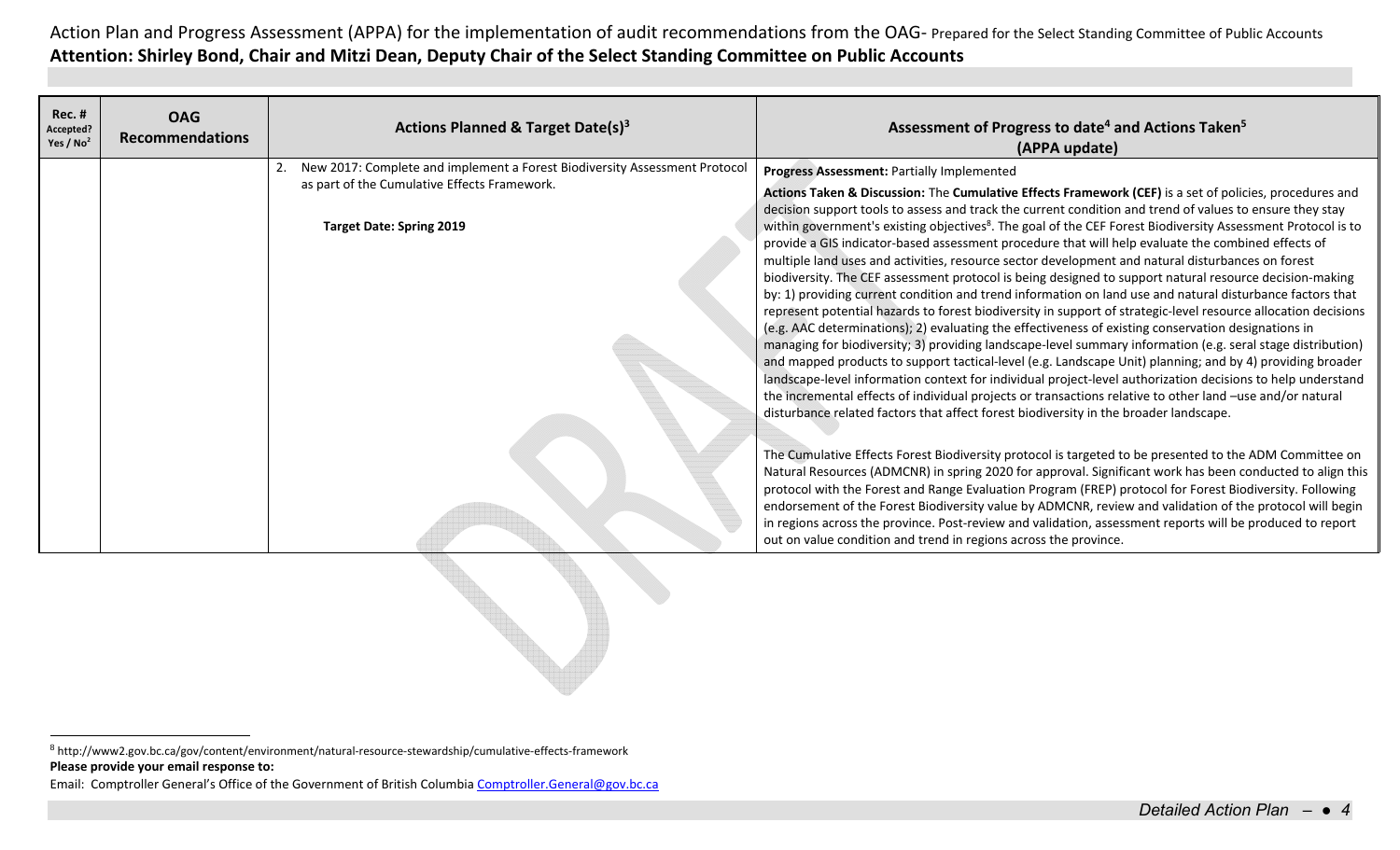Action Plan and Progress Assessment (APPA) for the implementation of audit recommendations from the OAG- Prepared for the Select Standing Committee of Public Accounts

**Attention: Shirley Bond, Chair and Mitzi Dean, Deputy Chair of the Select Standing Committee on Public Accounts**

| Rec. # Accepted? Yes / No[2] | OAG Recommendations | Actions Planned & Target Date(s)[3] | Assessment of Progress to date[4] and Actions Taken[5] (APPA update) |
|---|---|---|---|
| | | 2. New 2017: Complete and implement a Forest Biodiversity Assessment Protocol as part of the Cumulative Effects Framework.<br><br>**Target Date: Spring 2019** | **Progress Assessment:** Partially Implemented<br><br>**Actions Taken & Discussion:** The **Cumulative Effects Framework (CEF)** is a set of policies, procedures and decision support tools to assess and track the current condition and trend of values to ensure they stay within government's existing objectives[8]. The goal of the CEF Forest Biodiversity Assessment Protocol is to provide a GIS indicator-based assessment procedure that will help evaluate the combined effects of multiple land uses and activities, resource sector development and natural disturbances on forest biodiversity. The CEF assessment protocol is being designed to support natural resource decision-making by: 1) providing current condition and trend information on land use and natural disturbance factors that represent potential hazards to forest biodiversity in support of strategic-level resource allocation decisions (e.g. AAC determinations); 2) evaluating the effectiveness of existing conservation designations in managing for biodiversity; 3) providing landscape-level summary information (e.g. seral stage distribution) and mapped products to support tactical-level (e.g. Landscape Unit) planning; and by 4) providing broader landscape-level information context for individual project-level authorization decisions to help understand the incremental effects of individual projects or transactions relative to other land –use and/or natural disturbance related factors that affect forest biodiversity in the broader landscape.<br><br>The Cumulative Effects Forest Biodiversity protocol is targeted to be presented to the ADM Committee on Natural Resources (ADMCNR) in spring 2020 for approval. Significant work has been conducted to align this protocol with the Forest and Range Evaluation Program (FREP) protocol for Forest Biodiversity. Following endorsement of the Forest Biodiversity value by ADMCNR, review and validation of the protocol will begin in regions across the province. Post-review and validation, assessment reports will be produced to report out on value condition and trend in regions across the province. |

[8] http://www2.gov.bc.ca/gov/content/environment/natural-resource-stewardship/cumulative-effects-framework

**Please provide your email response to:**

Email: Comptroller General's Office of the Government of British Columbia Comptroller.General@gov.bc.ca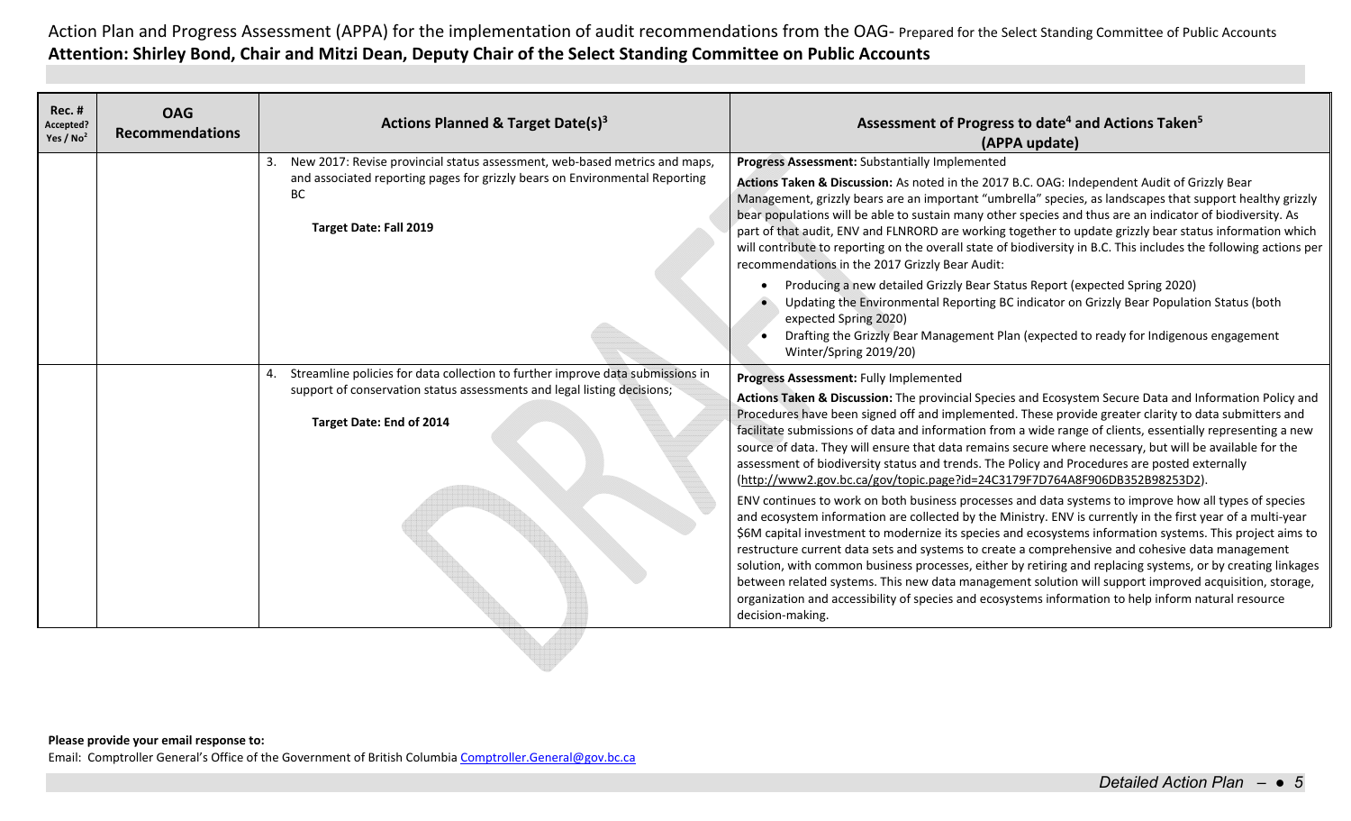Action Plan and Progress Assessment (APPA) for the implementation of audit recommendations from the OAG- Prepared for the Select Standing Committee of Public Accounts

**Attention: Shirley Bond, Chair and Mitzi Dean, Deputy Chair of the Select Standing Committee on Public Accounts**

| Rec. # Accepted? Yes / No[2] | OAG Recommendations | Actions Planned & Target Date(s)[3] | Assessment of Progress to date[4] and Actions Taken[5] (APPA update) |
|---|---|---|---|
| | | 3. New 2017: Revise provincial status assessment, web-based metrics and maps, and associated reporting pages for grizzly bears on Environmental Reporting BC<br><br>**Target Date: Fall 2019** | **Progress Assessment:** Substantially Implemented<br><br>**Actions Taken & Discussion:** As noted in the 2017 B.C. OAG: Independent Audit of Grizzly Bear Management, grizzly bears are an important "umbrella" species, as landscapes that support healthy grizzly bear populations will be able to sustain many other species and thus are an indicator of biodiversity. As part of that audit, ENV and FLNRORD are working together to update grizzly bear status information which will contribute to reporting on the overall state of biodiversity in B.C. This includes the following actions per recommendations in the 2017 Grizzly Bear Audit:<br>• Producing a new detailed Grizzly Bear Status Report (expected Spring 2020)<br>• Updating the Environmental Reporting BC indicator on Grizzly Bear Population Status (both expected Spring 2020)<br>• Drafting the Grizzly Bear Management Plan (expected to ready for Indigenous engagement Winter/Spring 2019/20) |
| | | 4. Streamline policies for data collection to further improve data submissions in support of conservation status assessments and legal listing decisions;<br><br>**Target Date: End of 2014** | **Progress Assessment:** Fully Implemented<br><br>**Actions Taken & Discussion:** The provincial Species and Ecosystem Secure Data and Information Policy and Procedures have been signed off and implemented. These provide greater clarity to data submitters and facilitate submissions of data and information from a wide range of clients, essentially representing a new source of data. They will ensure that data remains secure where necessary, but will be available for the assessment of biodiversity status and trends. The Policy and Procedures are posted externally (http://www2.gov.bc.ca/gov/topic.page?id=24C3179F7D764A8F906DB352B98253D2).<br><br>ENV continues to work on both business processes and data systems to improve how all types of species and ecosystem information are collected by the Ministry. ENV is currently in the first year of a multi-year $6M capital investment to modernize its species and ecosystems information systems. This project aims to restructure current data sets and systems to create a comprehensive and cohesive data management solution, with common business processes, either by retiring and replacing systems, or by creating linkages between related systems. This new data management solution will support improved acquisition, storage, organization and accessibility of species and ecosystems information to help inform natural resource decision-making. |

**Please provide your email response to:**

Email: Comptroller General's Office of the Government of British Columbia Comptroller.General@gov.bc.ca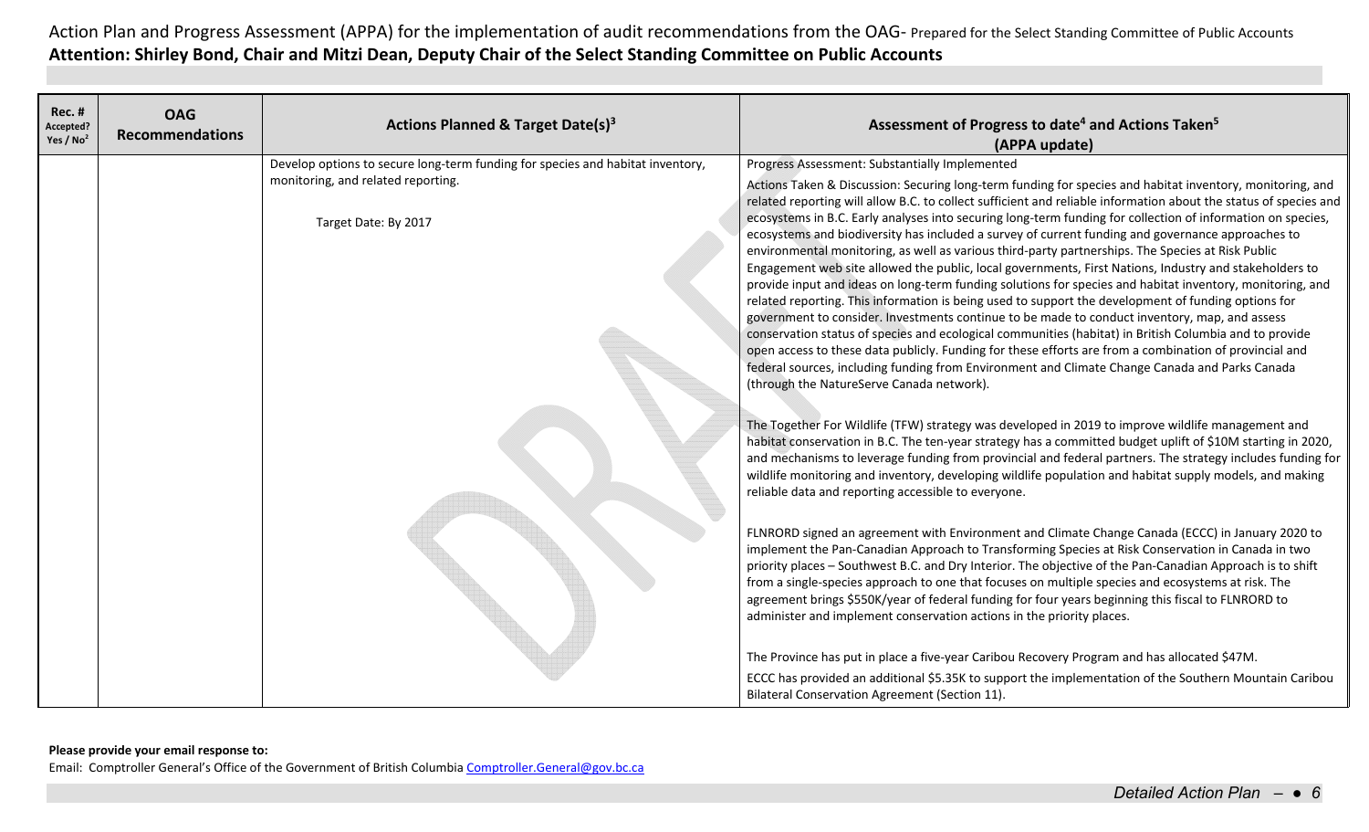Action Plan and Progress Assessment (APPA) for the implementation of audit recommendations from the OAG- Prepared for the Select Standing Committee of Public Accounts
**Attention: Shirley Bond, Chair and Mitzi Dean, Deputy Chair of the Select Standing Committee on Public Accounts**

| Rec. # Accepted? Yes / No[2] | OAG Recommendations | Actions Planned & Target Date(s)[3] | Assessment of Progress to date[4] and Actions Taken[5] (APPA update) |
|---|---|---|---|
| | | Develop options to secure long-term funding for species and habitat inventory, monitoring, and related reporting.<br><br>Target Date: By 2017 | Progress Assessment: Substantially Implemented<br><br>Actions Taken & Discussion: Securing long-term funding for species and habitat inventory, monitoring, and related reporting will allow B.C. to collect sufficient and reliable information about the status of species and ecosystems in B.C. Early analyses into securing long-term funding for collection of information on species, ecosystems and biodiversity has included a survey of current funding and governance approaches to environmental monitoring, as well as various third-party partnerships. The Species at Risk Public Engagement web site allowed the public, local governments, First Nations, Industry and stakeholders to provide input and ideas on long-term funding solutions for species and habitat inventory, monitoring, and related reporting. This information is being used to support the development of funding options for government to consider. Investments continue to be made to conduct inventory, map, and assess conservation status of species and ecological communities (habitat) in British Columbia and to provide open access to these data publicly. Funding for these efforts are from a combination of provincial and federal sources, including funding from Environment and Climate Change Canada and Parks Canada (through the NatureServe Canada network).<br><br>The Together For Wildlife (TFW) strategy was developed in 2019 to improve wildlife management and habitat conservation in B.C. The ten-year strategy has a committed budget uplift of $10M starting in 2020, and mechanisms to leverage funding from provincial and federal partners. The strategy includes funding for wildlife monitoring and inventory, developing wildlife population and habitat supply models, and making reliable data and reporting accessible to everyone.<br><br>FLNRORD signed an agreement with Environment and Climate Change Canada (ECCC) in January 2020 to implement the Pan-Canadian Approach to Transforming Species at Risk Conservation in Canada in two priority places – Southwest B.C. and Dry Interior. The objective of the Pan-Canadian Approach is to shift from a single-species approach to one that focuses on multiple species and ecosystems at risk. The agreement brings $550K/year of federal funding for four years beginning this fiscal to FLNRORD to administer and implement conservation actions in the priority places.<br><br>The Province has put in place a five-year Caribou Recovery Program and has allocated $47M.<br><br>ECCC has provided an additional $5.35K to support the implementation of the Southern Mountain Caribou Bilateral Conservation Agreement (Section 11). |

**Please provide your email response to:**
Email: Comptroller General's Office of the Government of British Columbia Comptroller.General@gov.bc.ca

*Detailed Action Plan*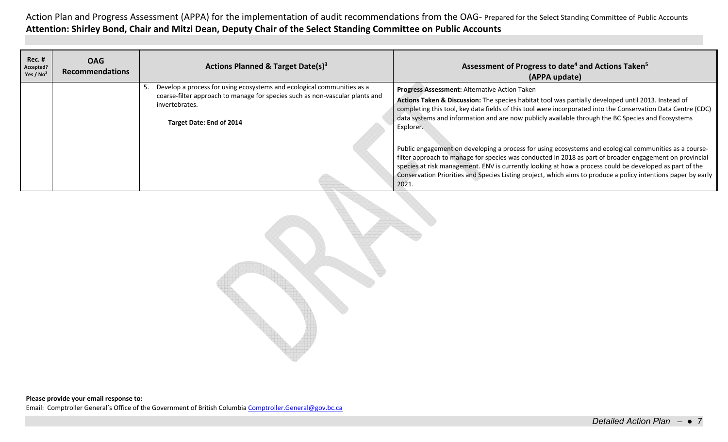Action Plan and Progress Assessment (APPA) for the implementation of audit recommendations from the OAG- Prepared for the Select Standing Committee of Public Accounts

**Attention: Shirley Bond, Chair and Mitzi Dean, Deputy Chair of the Select Standing Committee on Public Accounts**

| Rec. # Accepted? Yes / No[2] | OAG Recommendations | Actions Planned & Target Date(s)[3] | Assessment of Progress to date[4] and Actions Taken[5] (APPA update) |
|---|---|---|---|
| | | 5. Develop a process for using ecosystems and ecological communities as a coarse-filter approach to manage for species such as non-vascular plants and invertebrates.<br><br>**Target Date: End of 2014** | **Progress Assessment:** Alternative Action Taken<br>**Actions Taken & Discussion:** The species habitat tool was partially developed until 2013. Instead of completing this tool, key data fields of this tool were incorporated into the Conservation Data Centre (CDC) data systems and information and are now publicly available through the BC Species and Ecosystems Explorer.<br><br>Public engagement on developing a process for using ecosystems and ecological communities as a course-filter approach to manage for species was conducted in 2018 as part of broader engagement on provincial species at risk management. ENV is currently looking at how a process could be developed as part of the Conservation Priorities and Species Listing project, which aims to produce a policy intentions paper by early 2021. |

**Please provide your email response to:**

Email: Comptroller General's Office of the Government of British Columbia Comptroller.General@gov.bc.ca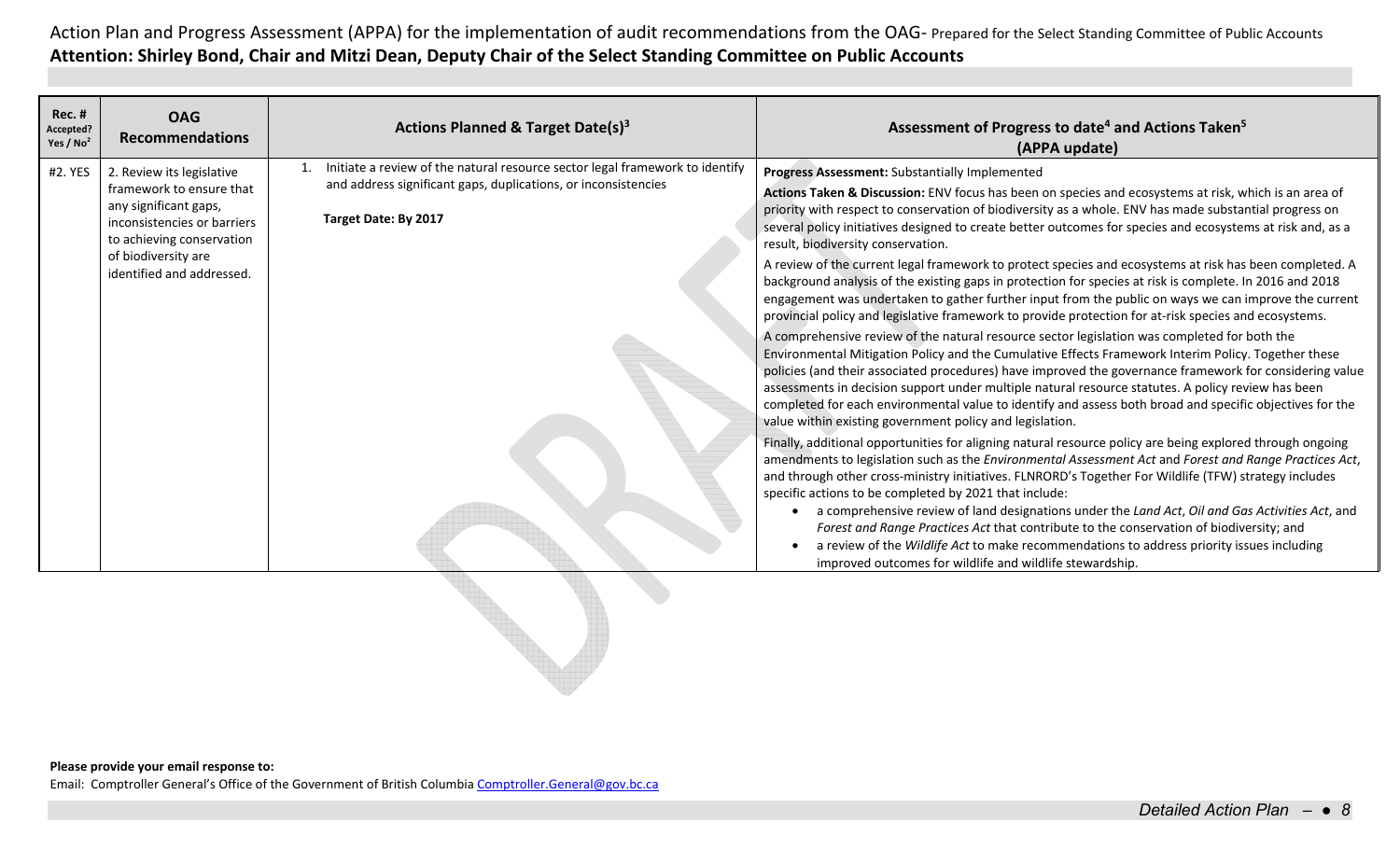Action Plan and Progress Assessment (APPA) for the implementation of audit recommendations from the OAG- Prepared for the Select Standing Committee of Public Accounts

**Attention: Shirley Bond, Chair and Mitzi Dean, Deputy Chair of the Select Standing Committee on Public Accounts**

| Rec. # Accepted? Yes / No[2] | OAG Recommendations | Actions Planned & Target Date(s)[3] | Assessment of Progress to date[4] and Actions Taken[5] (APPA update) |
|---|---|---|---|
| #2. YES | 2. Review its legislative framework to ensure that any significant gaps, inconsistencies or barriers to achieving conservation of biodiversity are identified and addressed. | 1. Initiate a review of the natural resource sector legal framework to identify and address significant gaps, duplications, or inconsistencies<br><br>**Target Date: By 2017** | **Progress Assessment:** Substantially Implemented<br><br>**Actions Taken & Discussion:** ENV focus has been on species and ecosystems at risk, which is an area of priority with respect to conservation of biodiversity as a whole. ENV has made substantial progress on several policy initiatives designed to create better outcomes for species and ecosystems at risk and, as a result, biodiversity conservation.<br><br>A review of the current legal framework to protect species and ecosystems at risk has been completed. A background analysis of the existing gaps in protection for species at risk is complete. In 2016 and 2018 engagement was undertaken to gather further input from the public on ways we can improve the current provincial policy and legislative framework to provide protection for at-risk species and ecosystems.<br><br>A comprehensive review of the natural resource sector legislation was completed for both the Environmental Mitigation Policy and the Cumulative Effects Framework Interim Policy. Together these policies (and their associated procedures) have improved the governance framework for considering value assessments in decision support under multiple natural resource statutes. A policy review has been completed for each environmental value to identify and assess both broad and specific objectives for the value within existing government policy and legislation.<br><br>Finally, additional opportunities for aligning natural resource policy are being explored through ongoing amendments to legislation such as the *Environmental Assessment Act* and *Forest and Range Practices Act*, and through other cross-ministry initiatives. FLNRORD's Together For Wildlife (TFW) strategy includes specific actions to be completed by 2021 that include:<br>• a comprehensive review of land designations under the *Land Act*, *Oil and Gas Activities Act*, and *Forest and Range Practices Act* that contribute to the conservation of biodiversity; and<br>• a review of the *Wildlife Act* to make recommendations to address priority issues including improved outcomes for wildlife and wildlife stewardship. |

**Please provide your email response to:**

Email: Comptroller General's Office of the Government of British Columbia Comptroller.General@gov.bc.ca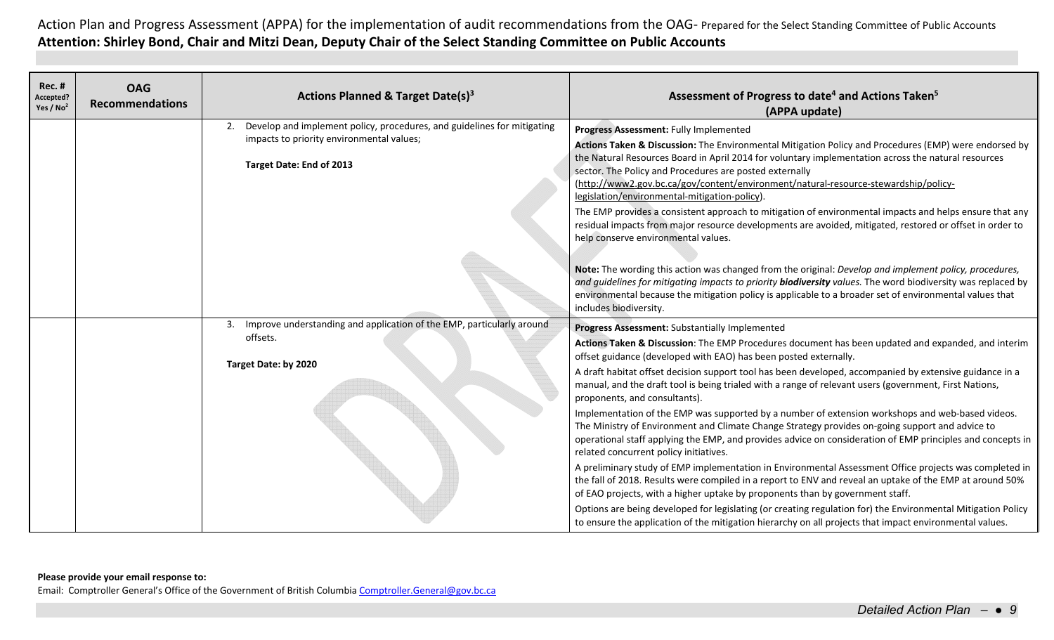Action Plan and Progress Assessment (APPA) for the implementation of audit recommendations from the OAG- Prepared for the Select Standing Committee of Public Accounts

**Attention: Shirley Bond, Chair and Mitzi Dean, Deputy Chair of the Select Standing Committee on Public Accounts**

| Rec. # Accepted? Yes / No[2] | OAG Recommendations | Actions Planned & Target Date(s)[3] | Assessment of Progress to date[4] and Actions Taken[5] (APPA update) |
|---|---|---|---|
| | | 2. Develop and implement policy, procedures, and guidelines for mitigating impacts to priority environmental values;<br><br>**Target Date: End of 2013** | **Progress Assessment:** Fully Implemented<br><br>**Actions Taken & Discussion:** The Environmental Mitigation Policy and Procedures (EMP) were endorsed by the Natural Resources Board in April 2014 for voluntary implementation across the natural resources sector. The Policy and Procedures are posted externally (http://www2.gov.bc.ca/gov/content/environment/natural-resource-stewardship/policy-legislation/environmental-mitigation-policy).<br><br>The EMP provides a consistent approach to mitigation of environmental impacts and helps ensure that any residual impacts from major resource developments are avoided, mitigated, restored or offset in order to help conserve environmental values.<br><br>**Note:** The wording this action was changed from the original: *Develop and implement policy, procedures, and guidelines for mitigating impacts to priority **biodiversity** values.* The word biodiversity was replaced by environmental because the mitigation policy is applicable to a broader set of environmental values that includes biodiversity. |
| | | 3. Improve understanding and application of the EMP, particularly around offsets.<br><br>**Target Date: by 2020** | **Progress Assessment:** Substantially Implemented<br><br>**Actions Taken & Discussion**: The EMP Procedures document has been updated and expanded, and interim offset guidance (developed with EAO) has been posted externally.<br><br>A draft habitat offset decision support tool has been developed, accompanied by extensive guidance in a manual, and the draft tool is being trialed with a range of relevant users (government, First Nations, proponents, and consultants).<br><br>Implementation of the EMP was supported by a number of extension workshops and web-based videos. The Ministry of Environment and Climate Change Strategy provides on-going support and advice to operational staff applying the EMP, and provides advice on consideration of EMP principles and concepts in related concurrent policy initiatives.<br><br>A preliminary study of EMP implementation in Environmental Assessment Office projects was completed in the fall of 2018. Results were compiled in a report to ENV and reveal an uptake of the EMP at around 50% of EAO projects, with a higher uptake by proponents than by government staff.<br><br>Options are being developed for legislating (or creating regulation for) the Environmental Mitigation Policy to ensure the application of the mitigation hierarchy on all projects that impact environmental values. |

**Please provide your email response to:**

Email: Comptroller General's Office of the Government of British Columbia Comptroller.General@gov.bc.ca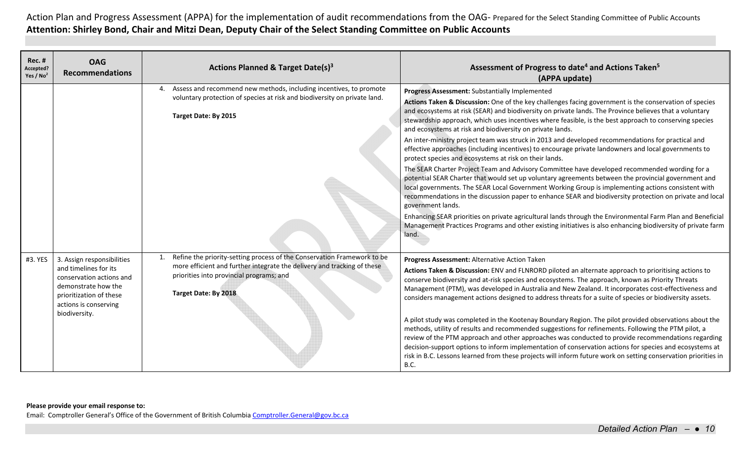Action Plan and Progress Assessment (APPA) for the implementation of audit recommendations from the OAG- Prepared for the Select Standing Committee of Public Accounts
**Attention: Shirley Bond, Chair and Mitzi Dean, Deputy Chair of the Select Standing Committee on Public Accounts**

| Rec. # Accepted? Yes / No[2] | OAG Recommendations | Actions Planned & Target Date(s)[3] | Assessment of Progress to date[4] and Actions Taken[5] (APPA update) |
|---|---|---|---|
| | | 4. Assess and recommend new methods, including incentives, to promote voluntary protection of species at risk and biodiversity on private land.<br><br>**Target Date: By 2015** | **Progress Assessment:** Substantially Implemented<br>**Actions Taken & Discussion:** One of the key challenges facing government is the conservation of species and ecosystems at risk (SEAR) and biodiversity on private lands. The Province believes that a voluntary stewardship approach, which uses incentives where feasible, is the best approach to conserving species and ecosystems at risk and biodiversity on private lands.<br>An inter-ministry project team was struck in 2013 and developed recommendations for practical and effective approaches (including incentives) to encourage private landowners and local governments to protect species and ecosystems at risk on their lands.<br>The SEAR Charter Project Team and Advisory Committee have developed recommended wording for a potential SEAR Charter that would set up voluntary agreements between the provincial government and local governments. The SEAR Local Government Working Group is implementing actions consistent with recommendations in the discussion paper to enhance SEAR and biodiversity protection on private and local government lands.<br>Enhancing SEAR priorities on private agricultural lands through the Environmental Farm Plan and Beneficial Management Practices Programs and other existing initiatives is also enhancing biodiversity of private farm land. |
| #3. YES | 3. Assign responsibilities and timelines for its conservation actions and demonstrate how the prioritization of these actions is conserving biodiversity. | 1. Refine the priority-setting process of the Conservation Framework to be more efficient and further integrate the delivery and tracking of these priorities into provincial programs; and<br><br>**Target Date: By 2018** | **Progress Assessment:** Alternative Action Taken<br>**Actions Taken & Discussion:** ENV and FLNRORD piloted an alternate approach to prioritising actions to conserve biodiversity and at-risk species and ecosystems. The approach, known as Priority Threats Management (PTM), was developed in Australia and New Zealand. It incorporates cost-effectiveness and considers management actions designed to address threats for a suite of species or biodiversity assets.<br><br>A pilot study was completed in the Kootenay Boundary Region. The pilot provided observations about the methods, utility of results and recommended suggestions for refinements. Following the PTM pilot, a review of the PTM approach and other approaches was conducted to provide recommendations regarding decision-support options to inform implementation of conservation actions for species and ecosystems at risk in B.C. Lessons learned from these projects will inform future work on setting conservation priorities in B.C. |

**Please provide your email response to:**
Email: Comptroller General's Office of the Government of British Columbia Comptroller.General@gov.bc.ca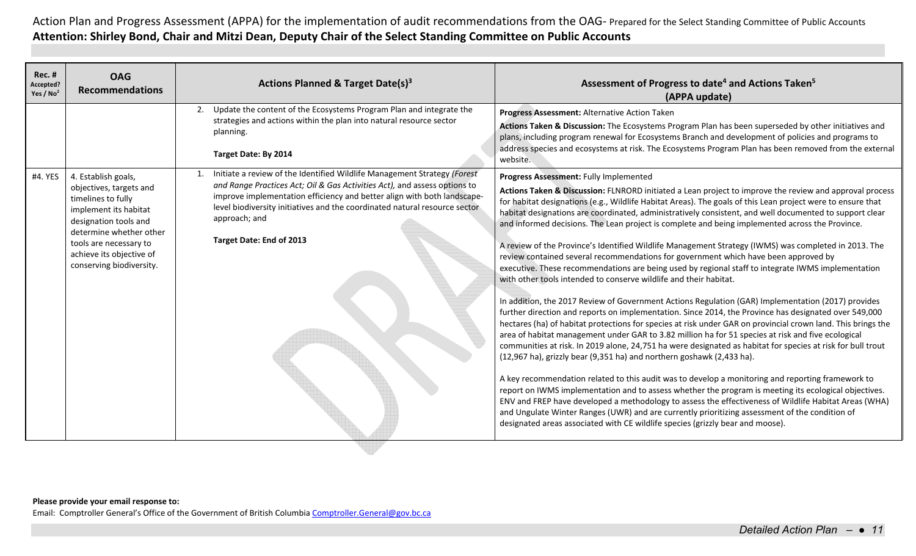Action Plan and Progress Assessment (APPA) for the implementation of audit recommendations from the OAG- Prepared for the Select Standing Committee of Public Accounts

**Attention: Shirley Bond, Chair and Mitzi Dean, Deputy Chair of the Select Standing Committee on Public Accounts**

| Rec. # Accepted? Yes / No[2] | OAG Recommendations | Actions Planned & Target Date(s)[3] | Assessment of Progress to date[4] and Actions Taken[5] (APPA update) |
|---|---|---|---|
| | | 2. Update the content of the Ecosystems Program Plan and integrate the strategies and actions within the plan into natural resource sector planning.<br><br>**Target Date: By 2014** | **Progress Assessment:** Alternative Action Taken<br><br>**Actions Taken & Discussion:** The Ecosystems Program Plan has been superseded by other initiatives and plans, including program renewal for Ecosystems Branch and development of policies and programs to address species and ecosystems at risk. The Ecosystems Program Plan has been removed from the external website. |
| #4. YES | 4. Establish goals, objectives, targets and timelines to fully implement its habitat designation tools and determine whether other tools are necessary to achieve its objective of conserving biodiversity. | 1. Initiate a review of the Identified Wildlife Management Strategy *(Forest and Range Practices Act; Oil & Gas Activities Act)*, and assess options to improve implementation efficiency and better align with both landscape-level biodiversity initiatives and the coordinated natural resource sector approach; and<br><br>**Target Date: End of 2013** | **Progress Assessment:** Fully Implemented<br><br>**Actions Taken & Discussion:** FLNRORD initiated a Lean project to improve the review and approval process for habitat designations (e.g., Wildlife Habitat Areas). The goals of this Lean project were to ensure that habitat designations are coordinated, administratively consistent, and well documented to support clear and informed decisions. The Lean project is complete and being implemented across the Province.<br><br>A review of the Province's Identified Wildlife Management Strategy (IWMS) was completed in 2013. The review contained several recommendations for government which have been approved by executive. These recommendations are being used by regional staff to integrate IWMS implementation with other tools intended to conserve wildlife and their habitat.<br><br>In addition, the 2017 Review of Government Actions Regulation (GAR) Implementation (2017) provides further direction and reports on implementation. Since 2014, the Province has designated over 549,000 hectares (ha) of habitat protections for species at risk under GAR on provincial crown land. This brings the area of habitat management under GAR to 3.82 million ha for 51 species at risk and five ecological communities at risk. In 2019 alone, 24,751 ha were designated as habitat for species at risk for bull trout (12,967 ha), grizzly bear (9,351 ha) and northern goshawk (2,433 ha).<br><br>A key recommendation related to this audit was to develop a monitoring and reporting framework to report on IWMS implementation and to assess whether the program is meeting its ecological objectives. ENV and FREP have developed a methodology to assess the effectiveness of Wildlife Habitat Areas (WHA) and Ungulate Winter Ranges (UWR) and are currently prioritizing assessment of the condition of designated areas associated with CE wildlife species (grizzly bear and moose). |

**Please provide your email response to:**

Email: Comptroller General's Office of the Government of British Columbia Comptroller.General@gov.bc.ca

*Detailed Action Plan*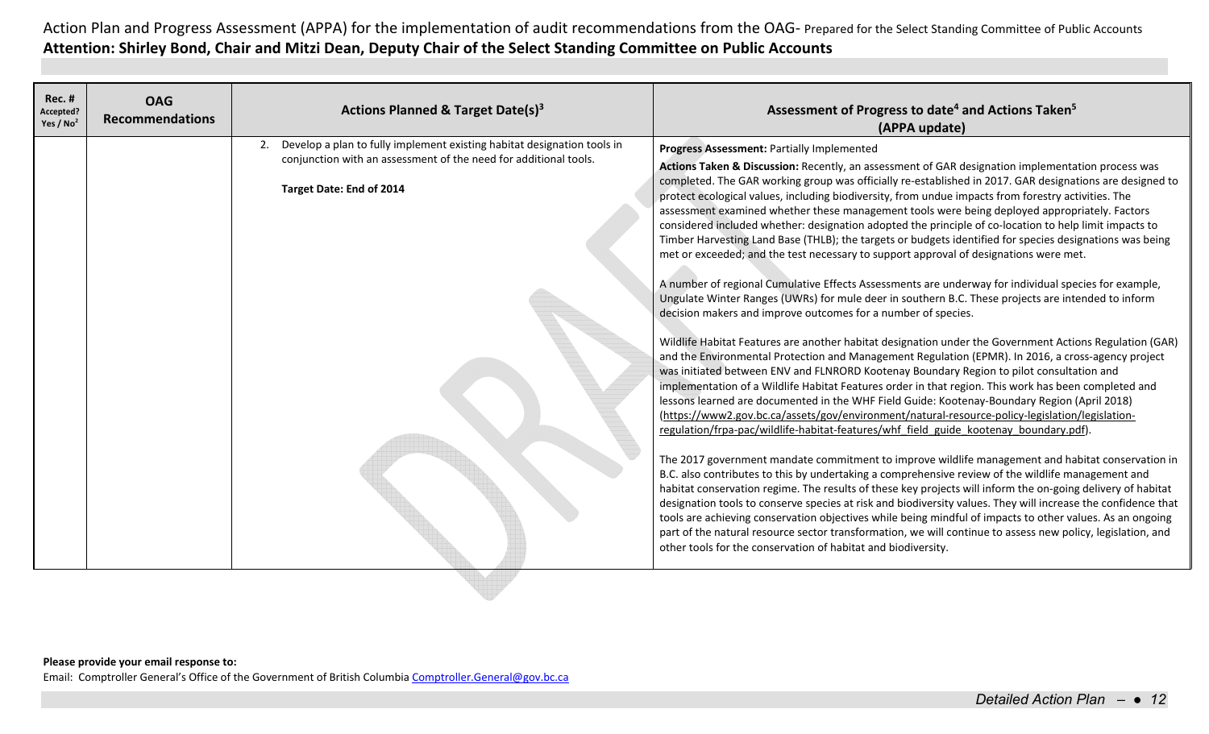Action Plan and Progress Assessment (APPA) for the implementation of audit recommendations from the OAG- Prepared for the Select Standing Committee of Public Accounts

**Attention: Shirley Bond, Chair and Mitzi Dean, Deputy Chair of the Select Standing Committee on Public Accounts**

| Rec. # Accepted? Yes / No[2] | OAG Recommendations | Actions Planned & Target Date(s)[3] | Assessment of Progress to date[4] and Actions Taken[5] (APPA update) |
|---|---|---|---|
| | | 2. Develop a plan to fully implement existing habitat designation tools in conjunction with an assessment of the need for additional tools.<br><br>**Target Date: End of 2014** | **Progress Assessment:** Partially Implemented<br>**Actions Taken & Discussion:** Recently, an assessment of GAR designation implementation process was completed. The GAR working group was officially re-established in 2017. GAR designations are designed to protect ecological values, including biodiversity, from undue impacts from forestry activities. The assessment examined whether these management tools were being deployed appropriately. Factors considered included whether: designation adopted the principle of co-location to help limit impacts to Timber Harvesting Land Base (THLB); the targets or budgets identified for species designations was being met or exceeded; and the test necessary to support approval of designations were met.<br><br>A number of regional Cumulative Effects Assessments are underway for individual species for example, Ungulate Winter Ranges (UWRs) for mule deer in southern B.C. These projects are intended to inform decision makers and improve outcomes for a number of species.<br><br>Wildlife Habitat Features are another habitat designation under the Government Actions Regulation (GAR) and the Environmental Protection and Management Regulation (EPMR). In 2016, a cross-agency project was initiated between ENV and FLNRORD Kootenay Boundary Region to pilot consultation and implementation of a Wildlife Habitat Features order in that region. This work has been completed and lessons learned are documented in the WHF Field Guide: Kootenay-Boundary Region (April 2018) (https://www2.gov.bc.ca/assets/gov/environment/natural-resource-policy-legislation/legislation-regulation/frpa-pac/wildlife-habitat-features/whf_field_guide_kootenay_boundary.pdf).<br><br>The 2017 government mandate commitment to improve wildlife management and habitat conservation in B.C. also contributes to this by undertaking a comprehensive review of the wildlife management and habitat conservation regime. The results of these key projects will inform the on-going delivery of habitat designation tools to conserve species at risk and biodiversity values. They will increase the confidence that tools are achieving conservation objectives while being mindful of impacts to other values. As an ongoing part of the natural resource sector transformation, we will continue to assess new policy, legislation, and other tools for the conservation of habitat and biodiversity. |

**Please provide your email response to:**

Email: Comptroller General's Office of the Government of British Columbia Comptroller.General@gov.bc.ca

*Detailed Action Plan*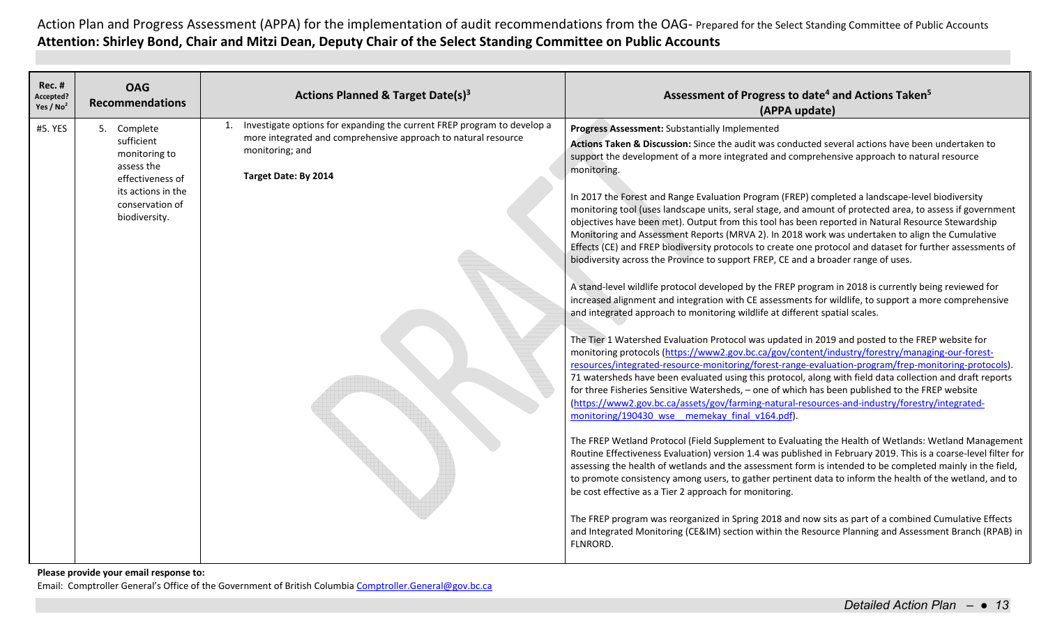Action Plan and Progress Assessment (APPA) for the implementation of audit recommendations from the OAG- Prepared for the Select Standing Committee of Public Accounts

**Attention: Shirley Bond, Chair and Mitzi Dean, Deputy Chair of the Select Standing Committee on Public Accounts**

| Rec. # Accepted? Yes / No[2] | OAG Recommendations | Actions Planned & Target Date(s)[3] | Assessment of Progress to date[4] and Actions Taken[5] (APPA update) |
|---|---|---|---|
| #5. YES | 5. Complete sufficient monitoring to assess the effectiveness of its actions in the conservation of biodiversity. | 1. Investigate options for expanding the current FREP program to develop a more integrated and comprehensive approach to natural resource monitoring; and<br><br>**Target Date: By 2014** | **Progress Assessment:** Substantially Implemented<br><br>**Actions Taken & Discussion:** Since the audit was conducted several actions have been undertaken to support the development of a more integrated and comprehensive approach to natural resource monitoring.<br><br>In 2017 the Forest and Range Evaluation Program (FREP) completed a landscape-level biodiversity monitoring tool (uses landscape units, seral stage, and amount of protected area, to assess if government objectives have been met). Output from this tool has been reported in Natural Resource Stewardship Monitoring and Assessment Reports (MRVA 2). In 2018 work was undertaken to align the Cumulative Effects (CE) and FREP biodiversity protocols to create one protocol and dataset for further assessments of biodiversity across the Province to support FREP, CE and a broader range of uses.<br><br>A stand-level wildlife protocol developed by the FREP program in 2018 is currently being reviewed for increased alignment and integration with CE assessments for wildlife, to support a more comprehensive and integrated approach to monitoring wildlife at different spatial scales.<br><br>The Tier 1 Watershed Evaluation Protocol was updated in 2019 and posted to the FREP website for monitoring protocols (https://www2.gov.bc.ca/gov/content/industry/forestry/managing-our-forest-resources/integrated-resource-monitoring/forest-range-evaluation-program/frep-monitoring-protocols). 71 watersheds have been evaluated using this protocol, along with field data collection and draft reports for three Fisheries Sensitive Watersheds, – one of which has been published to the FREP website (https://www2.gov.bc.ca/assets/gov/farming-natural-resources-and-industry/forestry/integrated-monitoring/190430_wse__memekay_final_v164.pdf).<br><br>The FREP Wetland Protocol (Field Supplement to Evaluating the Health of Wetlands: Wetland Management Routine Effectiveness Evaluation) version 1.4 was published in February 2019. This is a coarse-level filter for assessing the health of wetlands and the assessment form is intended to be completed mainly in the field, to promote consistency among users, to gather pertinent data to inform the health of the wetland, and to be cost effective as a Tier 2 approach for monitoring.<br><br>The FREP program was reorganized in Spring 2018 and now sits as part of a combined Cumulative Effects and Integrated Monitoring (CE&IM) section within the Resource Planning and Assessment Branch (RPAB) in FLNRORD. |

**Please provide your email response to:**

Email: Comptroller General's Office of the Government of British Columbia Comptroller.General@gov.bc.ca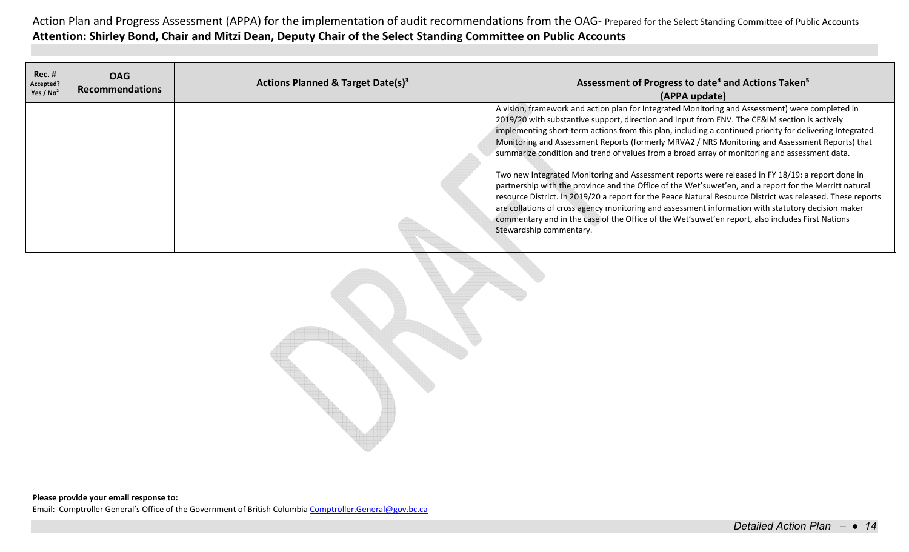Action Plan and Progress Assessment (APPA) for the implementation of audit recommendations from the OAG- Prepared for the Select Standing Committee of Public Accounts
**Attention: Shirley Bond, Chair and Mitzi Dean, Deputy Chair of the Select Standing Committee on Public Accounts**

| Rec. # Accepted? Yes / No[2] | OAG Recommendations | Actions Planned & Target Date(s)[3] | Assessment of Progress to date[4] and Actions Taken[5] (APPA update) |
|---|---|---|---|
| | | | A vision, framework and action plan for Integrated Monitoring and Assessment) were completed in 2019/20 with substantive support, direction and input from ENV. The CE&IM section is actively implementing short-term actions from this plan, including a continued priority for delivering Integrated Monitoring and Assessment Reports (formerly MRVA2 / NRS Monitoring and Assessment Reports) that summarize condition and trend of values from a broad array of monitoring and assessment data.<br><br>Two new Integrated Monitoring and Assessment reports were released in FY 18/19: a report done in partnership with the province and the Office of the Wet'suwet'en, and a report for the Merritt natural resource District. In 2019/20 a report for the Peace Natural Resource District was released. These reports are collations of cross agency monitoring and assessment information with statutory decision maker commentary and in the case of the Office of the Wet'suwet'en report, also includes First Nations Stewardship commentary. |

**Please provide your email response to:**
Email: Comptroller General's Office of the Government of British Columbia Comptroller.General@gov.bc.ca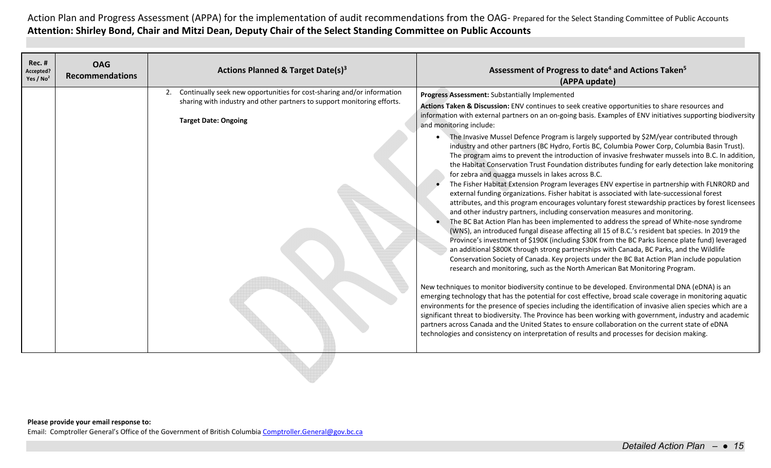Action Plan and Progress Assessment (APPA) for the implementation of audit recommendations from the OAG- Prepared for the Select Standing Committee of Public Accounts

**Attention: Shirley Bond, Chair and Mitzi Dean, Deputy Chair of the Select Standing Committee on Public Accounts**

| Rec. # Accepted? Yes / No[2] | OAG Recommendations | Actions Planned & Target Date(s)[3] | Assessment of Progress to date[4] and Actions Taken[5] (APPA update) |
|---|---|---|---|
| | | 2. Continually seek new opportunities for cost-sharing and/or information sharing with industry and other partners to support monitoring efforts.<br><br>**Target Date: Ongoing** | **Progress Assessment:** Substantially Implemented<br>**Actions Taken & Discussion:** ENV continues to seek creative opportunities to share resources and information with external partners on an on-going basis. Examples of ENV initiatives supporting biodiversity and monitoring include:<br>• The Invasive Mussel Defence Program is largely supported by $2M/year contributed through industry and other partners (BC Hydro, Fortis BC, Columbia Power Corp, Columbia Basin Trust). The program aims to prevent the introduction of invasive freshwater mussels into B.C. In addition, the Habitat Conservation Trust Foundation distributes funding for early detection lake monitoring for zebra and quagga mussels in lakes across B.C.<br>• The Fisher Habitat Extension Program leverages ENV expertise in partnership with FLNRORD and external funding organizations. Fisher habitat is associated with late-successional forest attributes, and this program encourages voluntary forest stewardship practices by forest licensees and other industry partners, including conservation measures and monitoring.<br>• The BC Bat Action Plan has been implemented to address the spread of White-nose syndrome (WNS), an introduced fungal disease affecting all 15 of B.C.'s resident bat species. In 2019 the Province's investment of $190K (including $30K from the BC Parks licence plate fund) leveraged an additional $800K through strong partnerships with Canada, BC Parks, and the Wildlife Conservation Society of Canada. Key projects under the BC Bat Action Plan include population research and monitoring, such as the North American Bat Monitoring Program.<br><br>New techniques to monitor biodiversity continue to be developed. Environmental DNA (eDNA) is an emerging technology that has the potential for cost effective, broad scale coverage in monitoring aquatic environments for the presence of species including the identification of invasive alien species which are a significant threat to biodiversity. The Province has been working with government, industry and academic partners across Canada and the United States to ensure collaboration on the current state of eDNA technologies and consistency on interpretation of results and processes for decision making. |

**Please provide your email response to:**

Email: Comptroller General's Office of the Government of British Columbia Comptroller.General@gov.bc.ca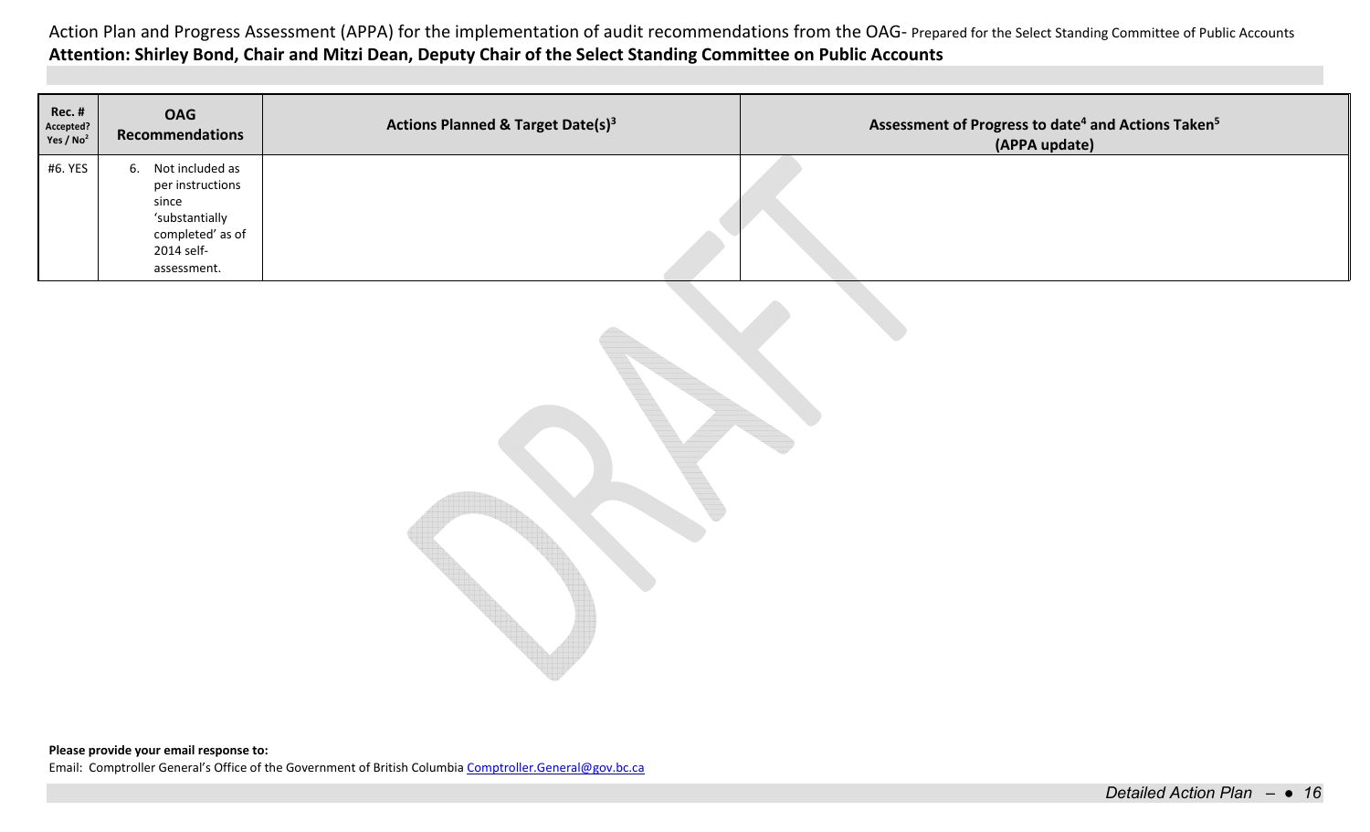Action Plan and Progress Assessment (APPA) for the implementation of audit recommendations from the OAG- Prepared for the Select Standing Committee of Public Accounts

**Attention: Shirley Bond, Chair and Mitzi Dean, Deputy Chair of the Select Standing Committee on Public Accounts**

| Rec. # Accepted? Yes / No[2] | OAG Recommendations | Actions Planned & Target Date(s)[3] | Assessment of Progress to date[4] and Actions Taken[5] (APPA update) |
|---|---|---|---|
| #6. YES | 6. Not included as per instructions since 'substantially completed' as of 2014 self-assessment. | | |

**Please provide your email response to:**
Email: Comptroller General's Office of the Government of British Columbia Comptroller.General@gov.bc.ca